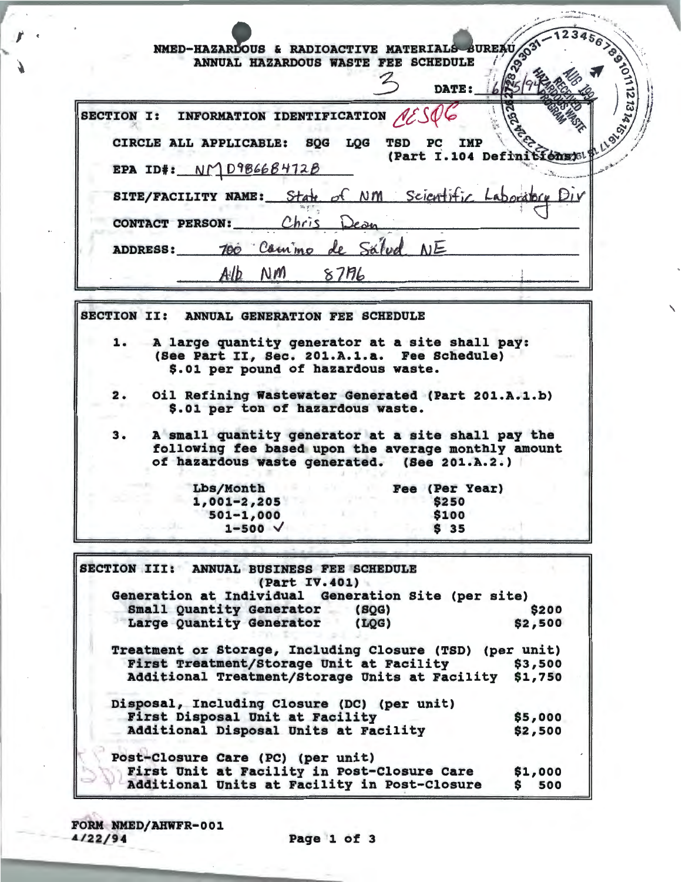NMED-HAZARDOUS & RADIOACTIVE MATERIALS BUREAU
ANNUAL HAZARDOUS WASTE FEE SCHEDULE

3

DATE: 6/25/94

## SECTION I: INFORMATION IDENTIFICATION AES06

CIRCLE ALL APPLICABLE: SQG LQG TSD PC IMP
(Part I.104 Definitions)

EPA ID#: NMD986684728

SITE/FACILITY NAME: State of NM Scientific Laboratory Div

CONTACT PERSON: Chris Dean

ADDRESS: 700 Camino de Sálud NE

Alb NM 87196

## SECTION II: ANNUAL GENERATION FEE SCHEDULE

1. A large quantity generator at a site shall pay:
   (See Part II, Sec. 201.A.1.a. Fee Schedule)
   $.01 per pound of hazardous waste.

2. Oil Refining Wastewater Generated (Part 201.A.1.b)
   $.01 per ton of hazardous waste.

3. A small quantity generator at a site shall pay the following fee based upon the average monthly amount of hazardous waste generated. (See 201.A.2.)

| Lbs/Month | Fee (Per Year) |
|---|---|
| 1,001-2,205 | $250 |
| 501-1,000 | $100 |
| 1-500 ✓ | $ 35 |

## SECTION III: ANNUAL BUSINESS FEE SCHEDULE

(Part IV.401)

| | |
|---|---|
| **Generation at Individual Generation Site (per site)** | |
| Small Quantity Generator (SQG) | $200 |
| Large Quantity Generator (LQG) | $2,500 |
| **Treatment or Storage, Including Closure (TSD) (per unit)** | |
| First Treatment/Storage Unit at Facility | $3,500 |
| Additional Treatment/Storage Units at Facility | $1,750 |
| **Disposal, Including Closure (DC) (per unit)** | |
| First Disposal Unit at Facility | $5,000 |
| Additional Disposal Units at Facility | $2,500 |
| **Post-Closure Care (PC) (per unit)** | |
| First Unit at Facility in Post-Closure Care | $1,000 |
| Additional Units at Facility in Post-Closure | $ 500 |

FORM NMED/AHWFR-001
4/22/94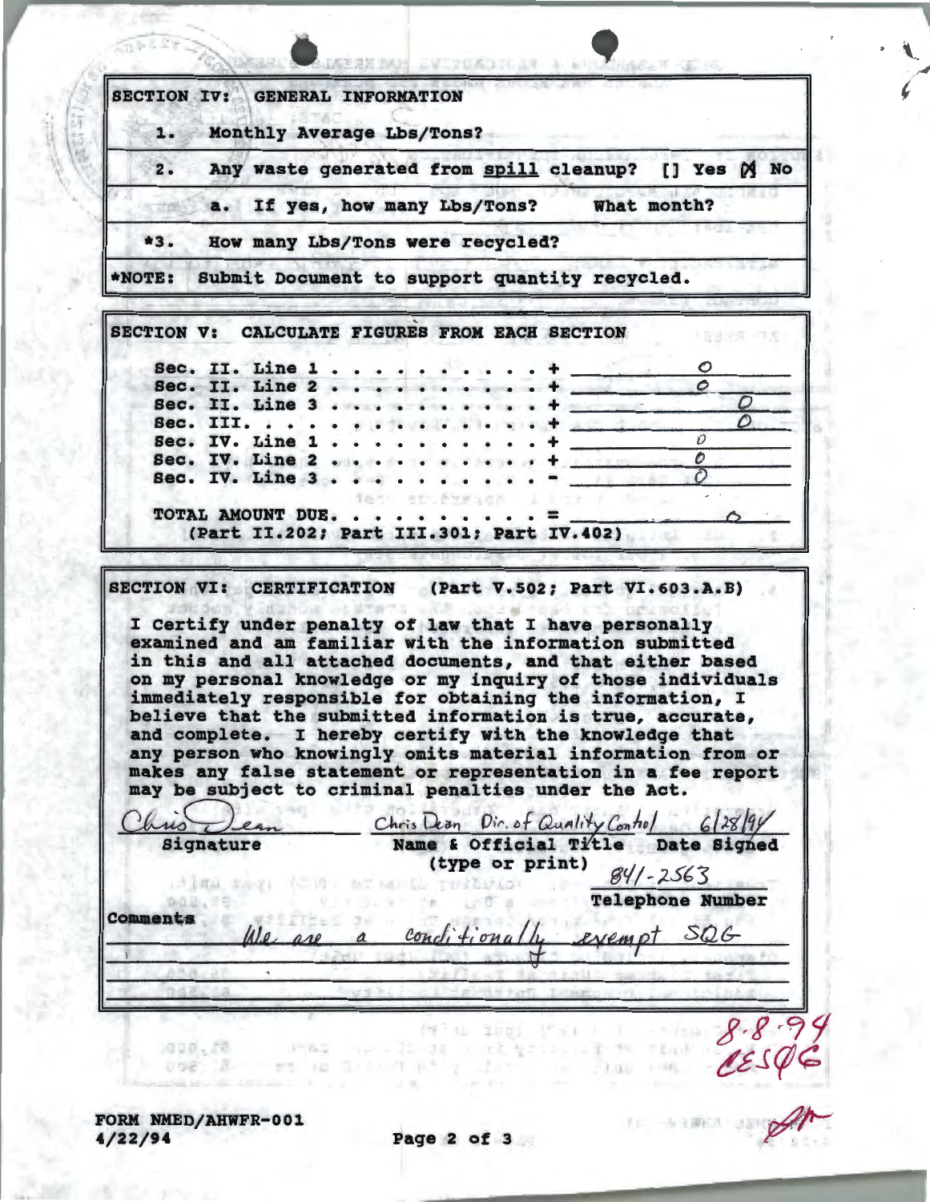## SECTION IV: GENERAL INFORMATION

1. Monthly Average Lbs/Tons?

2. Any waste generated from spill cleanup? [] Yes [X] No

   a. If yes, how many Lbs/Tons? What month?

*3. How many Lbs/Tons were recycled?

*NOTE: Submit Document to support quantity recycled.

## SECTION V: CALCULATE FIGURES FROM EACH SECTION

| | | |
|---|---|---|
| Sec. II. Line 1 | + | 0 |
| Sec. II. Line 2 | + | 0 |
| Sec. II. Line 3 | + | 0 |
| Sec. III. | + | 0 |
| Sec. IV. Line 1 | + | 0 |
| Sec. IV. Line 2 | + | 0 |
| Sec. IV. Line 3 | - | 0 |
| TOTAL AMOUNT DUE. | = | 0 |

(Part II.202; Part III.301; Part IV.402)

## SECTION VI: CERTIFICATION (Part V.502; Part VI.603.A.B)

I Certify under penalty of law that I have personally examined and am familiar with the information submitted in this and all attached documents, and that either based on my personal knowledge or my inquiry of those individuals immediately responsible for obtaining the information, I believe that the submitted information is true, accurate, and complete. I hereby certify with the knowledge that any person who knowingly omits material information from or makes any false statement or representation in a fee report may be subject to criminal penalties under the Act.

| Signature | Name & Official Title (type or print) | Date Signed |
|---|---|---|
| Chris Dean | Chris Dean Dir. of Quality Control | 6/28/94 |

Telephone Number: 841-2563

Comments: We are a conditionally exempt SQG

8-8-94
CESQG

FORM NMED/AHWFR-001
4/22/94